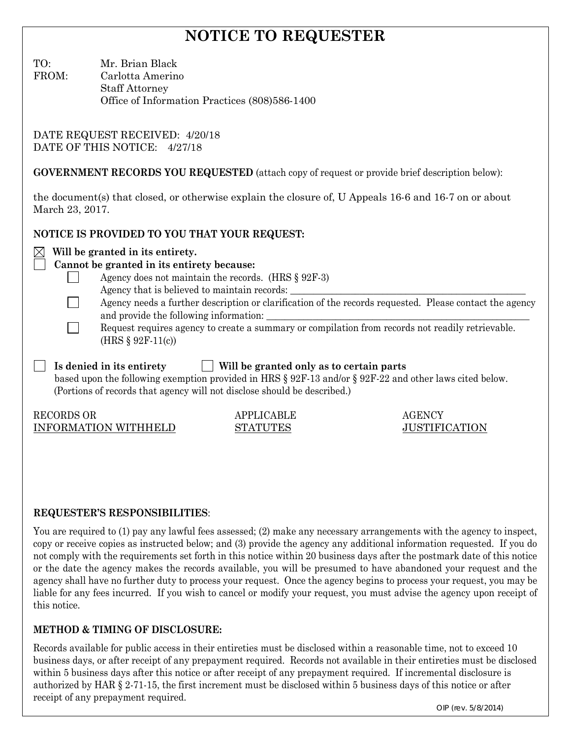# NOTICE TO REQUESTER

TO: Mr. Brian Black

FROM: Carlotta Amerino
Staff Attorney
Office of Information Practices (808)586-1400

DATE REQUEST RECEIVED: 4/20/18
DATE OF THIS NOTICE: 4/27/18

**GOVERNMENT RECORDS YOU REQUESTED** (attach copy of request or provide brief description below):

the document(s) that closed, or otherwise explain the closure of, U Appeals 16-6 and 16-7 on or about March 23, 2017.

**NOTICE IS PROVIDED TO YOU THAT YOUR REQUEST:**

- [x] **Will be granted in its entirety.**
- [ ] **Cannot be granted in its entirety because:**
  - [ ] Agency does not maintain the records. (HRS § 92F-3)
    Agency that is believed to maintain records: ______________________________
  - [ ] Agency needs a further description or clarification of the records requested. Please contact the agency and provide the following information: ______________________________
  - [ ] Request requires agency to create a summary or compilation from records not readily retrievable. (HRS § 92F-11(c))

- [ ] **Is denied in its entirety**
- [ ] **Will be granted only as to certain parts**

based upon the following exemption provided in HRS § 92F-13 and/or § 92F-22 and other laws cited below. (Portions of records that agency will not disclose should be described.)

| RECORDS OR INFORMATION WITHHELD | APPLICABLE STATUTES | AGENCY JUSTIFICATION |
| --- | --- | --- |
| | | |

**REQUESTER'S RESPONSIBILITIES**:

You are required to (1) pay any lawful fees assessed; (2) make any necessary arrangements with the agency to inspect, copy or receive copies as instructed below; and (3) provide the agency any additional information requested. If you do not comply with the requirements set forth in this notice within 20 business days after the postmark date of this notice or the date the agency makes the records available, you will be presumed to have abandoned your request and the agency shall have no further duty to process your request. Once the agency begins to process your request, you may be liable for any fees incurred. If you wish to cancel or modify your request, you must advise the agency upon receipt of this notice.

**METHOD & TIMING OF DISCLOSURE:**

Records available for public access in their entireties must be disclosed within a reasonable time, not to exceed 10 business days, or after receipt of any prepayment required. Records not available in their entireties must be disclosed within 5 business days after this notice or after receipt of any prepayment required. If incremental disclosure is authorized by HAR § 2-71-15, the first increment must be disclosed within 5 business days of this notice or after receipt of any prepayment required.

OIP (rev. 5/8/2014)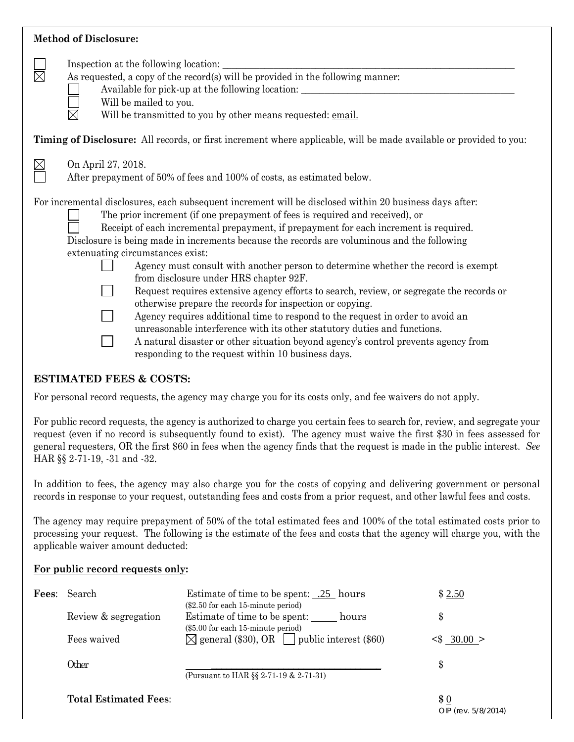**Method of Disclosure:**

- ☐ Inspection at the following location: ____________________
- ☒ As requested, a copy of the record(s) will be provided in the following manner:
  - ☐ Available for pick-up at the following location: ____________________
  - ☐ Will be mailed to you.
  - ☒ Will be transmitted to you by other means requested: email.

**Timing of Disclosure:** All records, or first increment where applicable, will be made available or provided to you:

- ☒ On April 27, 2018.
- ☐ After prepayment of 50% of fees and 100% of costs, as estimated below.

For incremental disclosures, each subsequent increment will be disclosed within 20 business days after:

- ☐ The prior increment (if one prepayment of fees is required and received), or
- ☐ Receipt of each incremental prepayment, if prepayment for each increment is required.

Disclosure is being made in increments because the records are voluminous and the following extenuating circumstances exist:

- ☐ Agency must consult with another person to determine whether the record is exempt from disclosure under HRS chapter 92F.
- ☐ Request requires extensive agency efforts to search, review, or segregate the records or otherwise prepare the records for inspection or copying.
- ☐ Agency requires additional time to respond to the request in order to avoid an unreasonable interference with its other statutory duties and functions.
- ☐ A natural disaster or other situation beyond agency's control prevents agency from responding to the request within 10 business days.

## ESTIMATED FEES & COSTS:

For personal record requests, the agency may charge you for its costs only, and fee waivers do not apply.

For public record requests, the agency is authorized to charge you certain fees to search for, review, and segregate your request (even if no record is subsequently found to exist). The agency must waive the first $30 in fees assessed for general requesters, OR the first $60 in fees when the agency finds that the request is made in the public interest. *See* HAR §§ 2-71-19, -31 and -32.

In addition to fees, the agency may also charge you for the costs of copying and delivering government or personal records in response to your request, outstanding fees and costs from a prior request, and other lawful fees and costs.

The agency may require prepayment of 50% of the total estimated fees and 100% of the total estimated costs prior to processing your request. The following is the estimate of the fees and costs that the agency will charge you, with the applicable waiver amount deducted:

**For public record requests only:**

| | | | |
|---|---|---|---|
| **Fees**: | Search | Estimate of time to be spent: .25 hours ($2.50 for each 15-minute period) | $ 2.50 |
| | Review & segregation | Estimate of time to be spent: _____ hours ($5.00 for each 15-minute period) | $ |
| | Fees waived | ☒ general ($30), OR ☐ public interest ($60) | <$ 30.00 > |
| | Other | ____________________ (Pursuant to HAR §§ 2-71-19 & 2-71-31) | $ |
| | **Total Estimated Fees**: | | **$** 0 |

OIP (rev. 5/8/2014)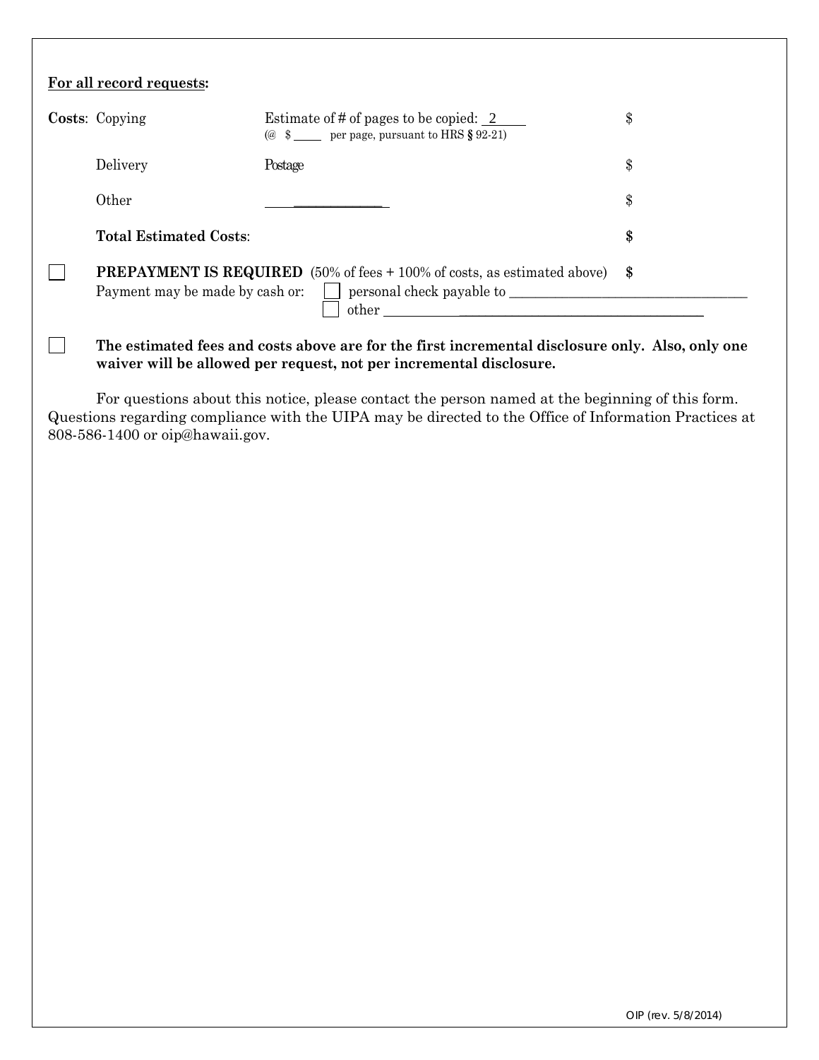**For all record requests:**

| | | | |
|---|---|---|---|
| **Costs**: Copying | Estimate of # of pages to be copied: 2<br>(@ $____ per page, pursuant to HRS § 92-21) | | $ |
| Delivery | Postage | | $ |
| Other | ______________ | | $ |
| **Total Estimated Costs**: | | | **$** |

☐ **PREPAYMENT IS REQUIRED** (50% of fees + 100% of costs, as estimated above) **$**

Payment may be made by cash or: ☐ personal check payable to ______________________________
☐ other ______________________________

☐ **The estimated fees and costs above are for the first incremental disclosure only. Also, only one waiver will be allowed per request, not per incremental disclosure.**

For questions about this notice, please contact the person named at the beginning of this form. Questions regarding compliance with the UIPA may be directed to the Office of Information Practices at 808-586-1400 or oip@hawaii.gov.

OIP (rev. 5/8/2014)